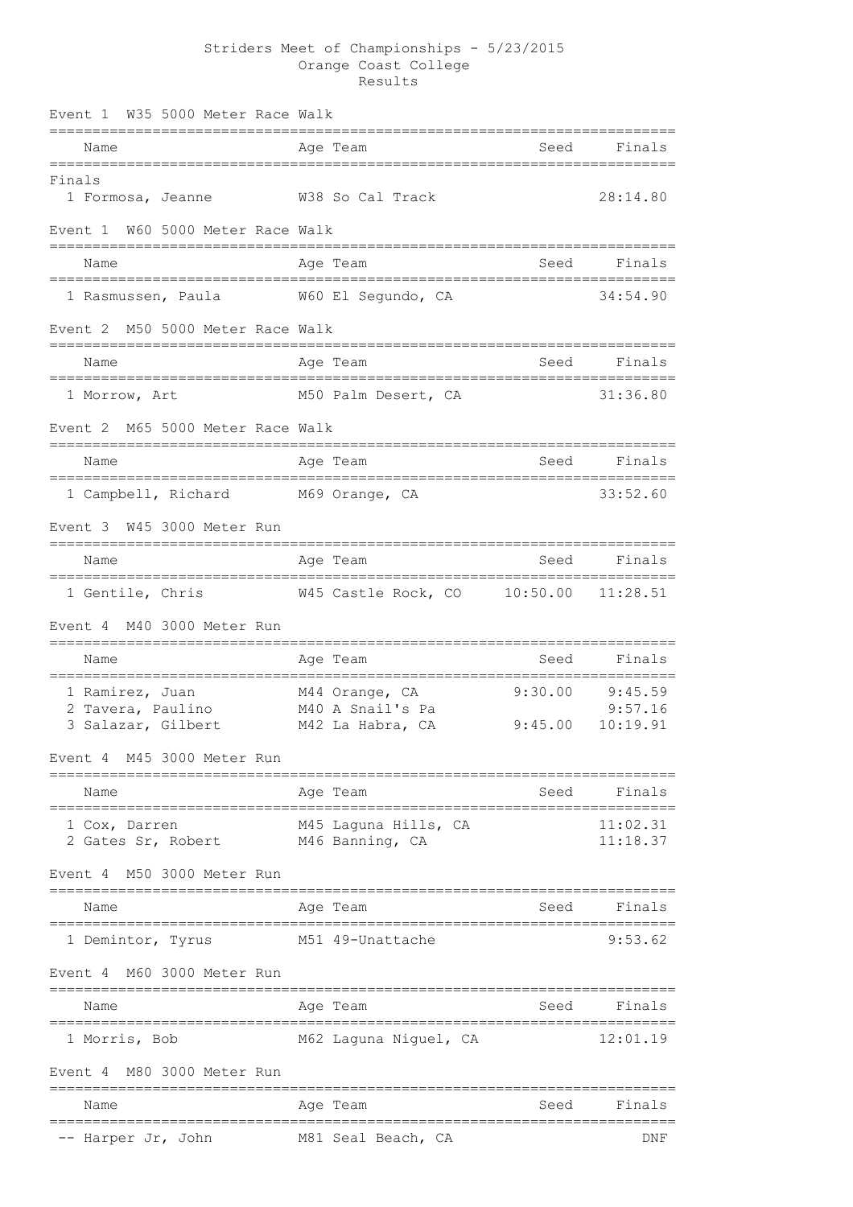# Striders Meet of Championships - 5/23/2015

Orange Coast College

Results

## Event 1 W35 5000 Meter Race Walk

| Name | Age | Team | Seed | Finals |
|---|---|---|---|---|
| **Finals** | | | | |
| 1 Formosa, Jeanne | W38 | So Cal Track | | 28:14.80 |

## Event 1 W60 5000 Meter Race Walk

| Name | Age | Team | Seed | Finals |
|---|---|---|---|---|
| 1 Rasmussen, Paula | W60 | El Segundo, CA | | 34:54.90 |

## Event 2 M50 5000 Meter Race Walk

| Name | Age | Team | Seed | Finals |
|---|---|---|---|---|
| 1 Morrow, Art | M50 | Palm Desert, CA | | 31:36.80 |

## Event 2 M65 5000 Meter Race Walk

| Name | Age | Team | Seed | Finals |
|---|---|---|---|---|
| 1 Campbell, Richard | M69 | Orange, CA | | 33:52.60 |

## Event 3 W45 3000 Meter Run

| Name | Age | Team | Seed | Finals |
|---|---|---|---|---|
| 1 Gentile, Chris | W45 | Castle Rock, CO | 10:50.00 | 11:28.51 |

## Event 4 M40 3000 Meter Run

| Name | Age | Team | Seed | Finals |
|---|---|---|---|---|
| 1 Ramirez, Juan | M44 | Orange, CA | 9:30.00 | 9:45.59 |
| 2 Tavera, Paulino | M40 | A Snail's Pa | | 9:57.16 |
| 3 Salazar, Gilbert | M42 | La Habra, CA | 9:45.00 | 10:19.91 |

## Event 4 M45 3000 Meter Run

| Name | Age | Team | Seed | Finals |
|---|---|---|---|---|
| 1 Cox, Darren | M45 | Laguna Hills, CA | | 11:02.31 |
| 2 Gates Sr, Robert | M46 | Banning, CA | | 11:18.37 |

## Event 4 M50 3000 Meter Run

| Name | Age | Team | Seed | Finals |
|---|---|---|---|---|
| 1 Demintor, Tyrus | M51 | 49-Unattache | | 9:53.62 |

## Event 4 M60 3000 Meter Run

| Name | Age | Team | Seed | Finals |
|---|---|---|---|---|
| 1 Morris, Bob | M62 | Laguna Niguel, CA | | 12:01.19 |

## Event 4 M80 3000 Meter Run

| Name | Age | Team | Seed | Finals |
|---|---|---|---|---|
| -- Harper Jr, John | M81 | Seal Beach, CA | | DNF |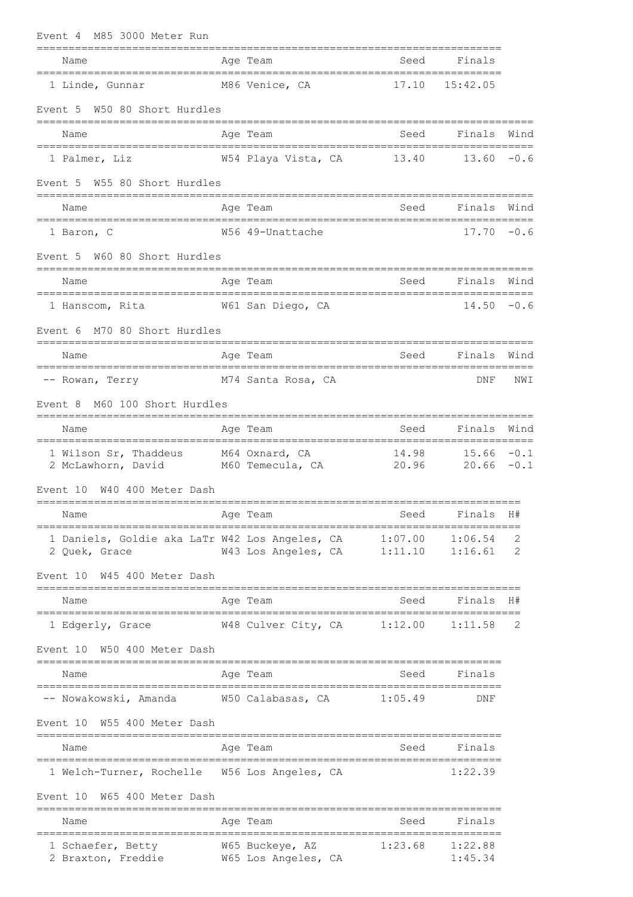## Event 4 M85 3000 Meter Run

| Name | Age | Team | Seed | Finals |
|---|---|---|---|---|
| 1 Linde, Gunnar | M86 | Venice, CA | 17.10 | 15:42.05 |

## Event 5 W50 80 Short Hurdles

| Name | Age | Team | Seed | Finals | Wind |
|---|---|---|---|---|---|
| 1 Palmer, Liz | W54 | Playa Vista, CA | 13.40 | 13.60 | -0.6 |

## Event 5 W55 80 Short Hurdles

| Name | Age | Team | Seed | Finals | Wind |
|---|---|---|---|---|---|
| 1 Baron, C | W56 | 49-Unattache | | 17.70 | -0.6 |

## Event 5 W60 80 Short Hurdles

| Name | Age | Team | Seed | Finals | Wind |
|---|---|---|---|---|---|
| 1 Hanscom, Rita | W61 | San Diego, CA | | 14.50 | -0.6 |

## Event 6 M70 80 Short Hurdles

| Name | Age | Team | Seed | Finals | Wind |
|---|---|---|---|---|---|
| -- Rowan, Terry | M74 | Santa Rosa, CA | | DNF | NWI |

## Event 8 M60 100 Short Hurdles

| Name | Age | Team | Seed | Finals | Wind |
|---|---|---|---|---|---|
| 1 Wilson Sr, Thaddeus | M64 | Oxnard, CA | 14.98 | 15.66 | -0.1 |
| 2 McLawhorn, David | M60 | Temecula, CA | 20.96 | 20.66 | -0.1 |

## Event 10 W40 400 Meter Dash

| Name | Age | Team | Seed | Finals | H# |
|---|---|---|---|---|---|
| 1 Daniels, Goldie aka LaTr | W42 | Los Angeles, CA | 1:07.00 | 1:06.54 | 2 |
| 2 Quek, Grace | W43 | Los Angeles, CA | 1:11.10 | 1:16.61 | 2 |

## Event 10 W45 400 Meter Dash

| Name | Age | Team | Seed | Finals | H# |
|---|---|---|---|---|---|
| 1 Edgerly, Grace | W48 | Culver City, CA | 1:12.00 | 1:11.58 | 2 |

## Event 10 W50 400 Meter Dash

| Name | Age | Team | Seed | Finals |
|---|---|---|---|---|
| -- Nowakowski, Amanda | W50 | Calabasas, CA | 1:05.49 | DNF |

## Event 10 W55 400 Meter Dash

| Name | Age | Team | Seed | Finals |
|---|---|---|---|---|
| 1 Welch-Turner, Rochelle | W56 | Los Angeles, CA | | 1:22.39 |

## Event 10 W65 400 Meter Dash

| Name | Age | Team | Seed | Finals |
|---|---|---|---|---|
| 1 Schaefer, Betty | W65 | Buckeye, AZ | 1:23.68 | 1:22.88 |
| 2 Braxton, Freddie | W65 | Los Angeles, CA | | 1:45.34 |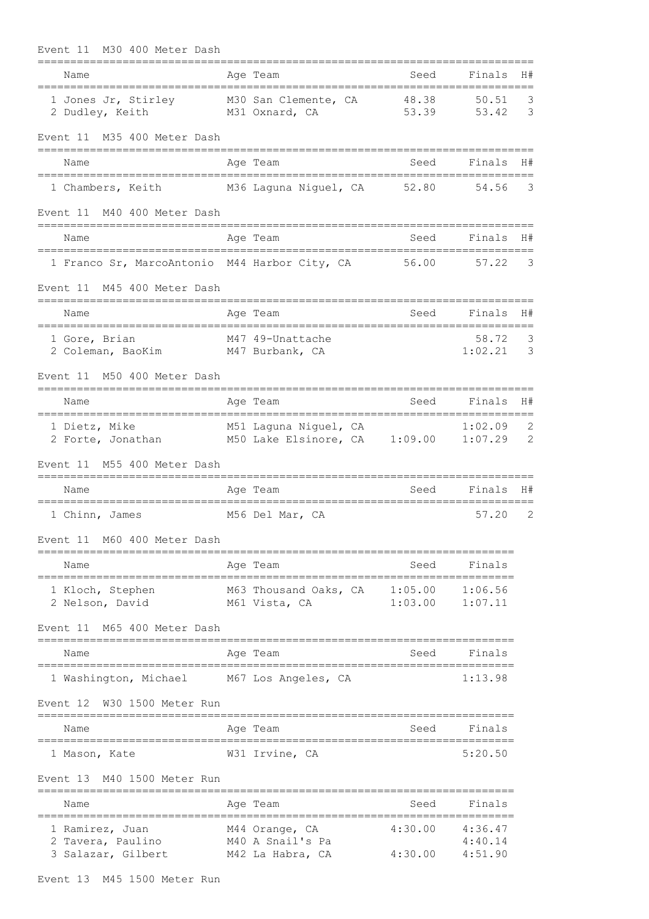### Event 11 M30 400 Meter Dash

| Name | Age | Team | Seed | Finals | H# |
|---|---|---|---|---|---|
| 1 Jones Jr, Stirley | M30 | San Clemente, CA | 48.38 | 50.51 | 3 |
| 2 Dudley, Keith | M31 | Oxnard, CA | 53.39 | 53.42 | 3 |

### Event 11 M35 400 Meter Dash

| Name | Age | Team | Seed | Finals | H# |
|---|---|---|---|---|---|
| 1 Chambers, Keith | M36 | Laguna Niguel, CA | 52.80 | 54.56 | 3 |

### Event 11 M40 400 Meter Dash

| Name | Age | Team | Seed | Finals | H# |
|---|---|---|---|---|---|
| 1 Franco Sr, MarcoAntonio | M44 | Harbor City, CA | 56.00 | 57.22 | 3 |

### Event 11 M45 400 Meter Dash

| Name | Age | Team | Seed | Finals | H# |
|---|---|---|---|---|---|
| 1 Gore, Brian | M47 | 49-Unattache | | 58.72 | 3 |
| 2 Coleman, BaoKim | M47 | Burbank, CA | | 1:02.21 | 3 |

### Event 11 M50 400 Meter Dash

| Name | Age | Team | Seed | Finals | H# |
|---|---|---|---|---|---|
| 1 Dietz, Mike | M51 | Laguna Niguel, CA | | 1:02.09 | 2 |
| 2 Forte, Jonathan | M50 | Lake Elsinore, CA | 1:09.00 | 1:07.29 | 2 |

### Event 11 M55 400 Meter Dash

| Name | Age | Team | Seed | Finals | H# |
|---|---|---|---|---|---|
| 1 Chinn, James | M56 | Del Mar, CA | | 57.20 | 2 |

### Event 11 M60 400 Meter Dash

| Name | Age | Team | Seed | Finals |
|---|---|---|---|---|
| 1 Kloch, Stephen | M63 | Thousand Oaks, CA | 1:05.00 | 1:06.56 |
| 2 Nelson, David | M61 | Vista, CA | 1:03.00 | 1:07.11 |

### Event 11 M65 400 Meter Dash

| Name | Age | Team | Seed | Finals |
|---|---|---|---|---|
| 1 Washington, Michael | M67 | Los Angeles, CA | | 1:13.98 |

### Event 12 W30 1500 Meter Run

| Name | Age | Team | Seed | Finals |
|---|---|---|---|---|
| 1 Mason, Kate | W31 | Irvine, CA | | 5:20.50 |

### Event 13 M40 1500 Meter Run

| Name | Age | Team | Seed | Finals |
|---|---|---|---|---|
| 1 Ramirez, Juan | M44 | Orange, CA | 4:30.00 | 4:36.47 |
| 2 Tavera, Paulino | M40 | A Snail's Pa | | 4:40.14 |
| 3 Salazar, Gilbert | M42 | La Habra, CA | 4:30.00 | 4:51.90 |

### Event 13 M45 1500 Meter Run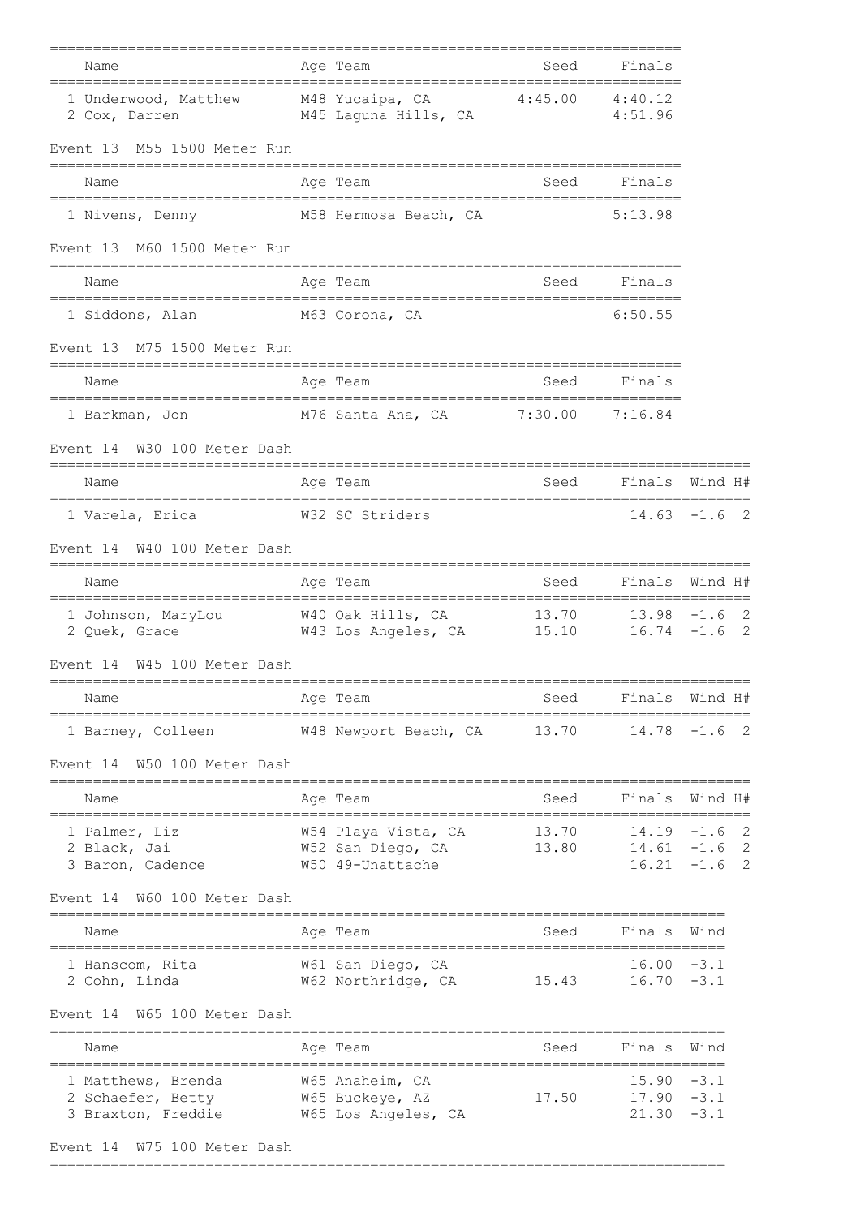| Name | Age | Team | Seed | Finals |
|---|---|---|---|---|
| 1 Underwood, Matthew | M48 | Yucaipa, CA | 4:45.00 | 4:40.12 |
| 2 Cox, Darren | M45 | Laguna Hills, CA | | 4:51.96 |

## Event 13 M55 1500 Meter Run

| Name | Age | Team | Seed | Finals |
|---|---|---|---|---|
| 1 Nivens, Denny | M58 | Hermosa Beach, CA | | 5:13.98 |

## Event 13 M60 1500 Meter Run

| Name | Age | Team | Seed | Finals |
|---|---|---|---|---|
| 1 Siddons, Alan | M63 | Corona, CA | | 6:50.55 |

## Event 13 M75 1500 Meter Run

| Name | Age | Team | Seed | Finals |
|---|---|---|---|---|
| 1 Barkman, Jon | M76 | Santa Ana, CA | 7:30.00 | 7:16.84 |

## Event 14 W30 100 Meter Dash

| Name | Age | Team | Seed | Finals | Wind | H# |
|---|---|---|---|---|---|---|
| 1 Varela, Erica | W32 | SC Striders | | 14.63 | -1.6 | 2 |

## Event 14 W40 100 Meter Dash

| Name | Age | Team | Seed | Finals | Wind | H# |
|---|---|---|---|---|---|---|
| 1 Johnson, MaryLou | W40 | Oak Hills, CA | 13.70 | 13.98 | -1.6 | 2 |
| 2 Quek, Grace | W43 | Los Angeles, CA | 15.10 | 16.74 | -1.6 | 2 |

## Event 14 W45 100 Meter Dash

| Name | Age | Team | Seed | Finals | Wind | H# |
|---|---|---|---|---|---|---|
| 1 Barney, Colleen | W48 | Newport Beach, CA | 13.70 | 14.78 | -1.6 | 2 |

## Event 14 W50 100 Meter Dash

| Name | Age | Team | Seed | Finals | Wind | H# |
|---|---|---|---|---|---|---|
| 1 Palmer, Liz | W54 | Playa Vista, CA | 13.70 | 14.19 | -1.6 | 2 |
| 2 Black, Jai | W52 | San Diego, CA | 13.80 | 14.61 | -1.6 | 2 |
| 3 Baron, Cadence | W50 | 49-Unattache | | 16.21 | -1.6 | 2 |

## Event 14 W60 100 Meter Dash

| Name | Age | Team | Seed | Finals | Wind |
|---|---|---|---|---|---|
| 1 Hanscom, Rita | W61 | San Diego, CA | | 16.00 | -3.1 |
| 2 Cohn, Linda | W62 | Northridge, CA | 15.43 | 16.70 | -3.1 |

## Event 14 W65 100 Meter Dash

| Name | Age | Team | Seed | Finals | Wind |
|---|---|---|---|---|---|
| 1 Matthews, Brenda | W65 | Anaheim, CA | | 15.90 | -3.1 |
| 2 Schaefer, Betty | W65 | Buckeye, AZ | 17.50 | 17.90 | -3.1 |
| 3 Braxton, Freddie | W65 | Los Angeles, CA | | 21.30 | -3.1 |

## Event 14 W75 100 Meter Dash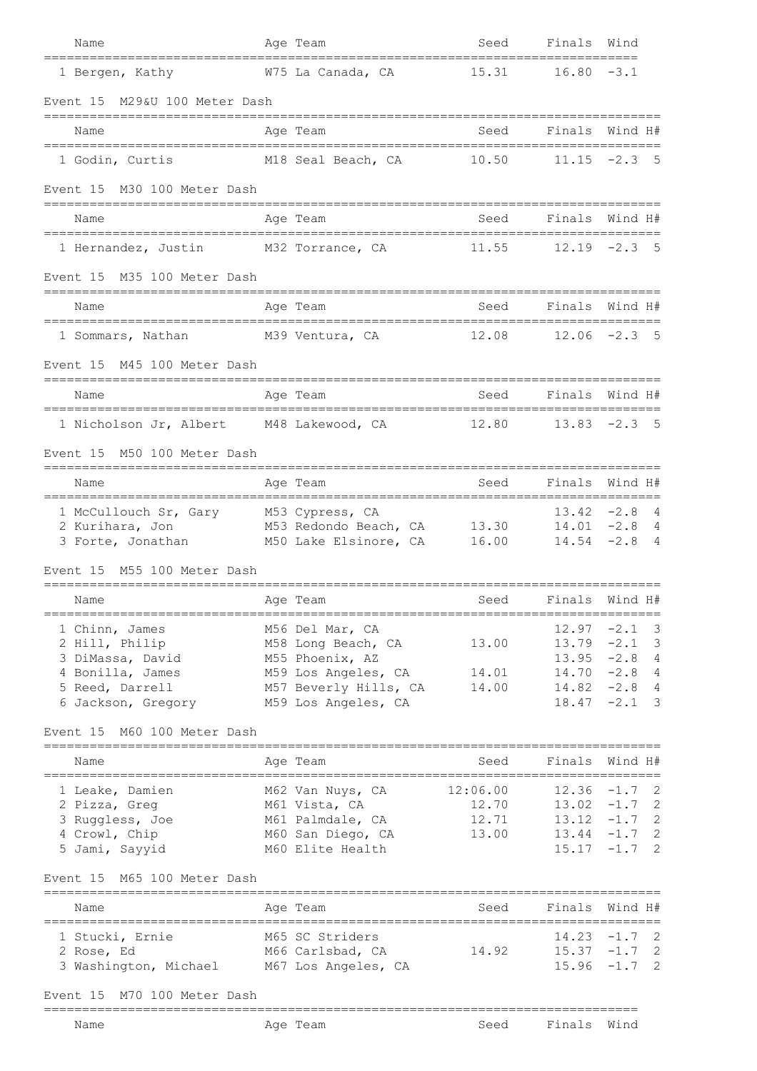| Name | Age | Team | Seed | Finals | Wind |
|---|---|---|---|---|---|
| 1 Bergen, Kathy | W75 | La Canada, CA | 15.31 | 16.80 | -3.1 |

Event 15 M29&U 100 Meter Dash

| Name | Age | Team | Seed | Finals | Wind | H# |
|---|---|---|---|---|---|---|
| 1 Godin, Curtis | M18 | Seal Beach, CA | 10.50 | 11.15 | -2.3 | 5 |

Event 15 M30 100 Meter Dash

| Name | Age | Team | Seed | Finals | Wind | H# |
|---|---|---|---|---|---|---|
| 1 Hernandez, Justin | M32 | Torrance, CA | 11.55 | 12.19 | -2.3 | 5 |

Event 15 M35 100 Meter Dash

| Name | Age | Team | Seed | Finals | Wind | H# |
|---|---|---|---|---|---|---|
| 1 Sommars, Nathan | M39 | Ventura, CA | 12.08 | 12.06 | -2.3 | 5 |

Event 15 M45 100 Meter Dash

| Name | Age | Team | Seed | Finals | Wind | H# |
|---|---|---|---|---|---|---|
| 1 Nicholson Jr, Albert | M48 | Lakewood, CA | 12.80 | 13.83 | -2.3 | 5 |

Event 15 M50 100 Meter Dash

| Name | Age | Team | Seed | Finals | Wind | H# |
|---|---|---|---|---|---|---|
| 1 McCullouch Sr, Gary | M53 | Cypress, CA | | 13.42 | -2.8 | 4 |
| 2 Kurihara, Jon | M53 | Redondo Beach, CA | 13.30 | 14.01 | -2.8 | 4 |
| 3 Forte, Jonathan | M50 | Lake Elsinore, CA | 16.00 | 14.54 | -2.8 | 4 |

Event 15 M55 100 Meter Dash

| Name | Age | Team | Seed | Finals | Wind | H# |
|---|---|---|---|---|---|---|
| 1 Chinn, James | M56 | Del Mar, CA | | 12.97 | -2.1 | 3 |
| 2 Hill, Philip | M58 | Long Beach, CA | 13.00 | 13.79 | -2.1 | 3 |
| 3 DiMassa, David | M55 | Phoenix, AZ | | 13.95 | -2.8 | 4 |
| 4 Bonilla, James | M59 | Los Angeles, CA | 14.01 | 14.70 | -2.8 | 4 |
| 5 Reed, Darrell | M57 | Beverly Hills, CA | 14.00 | 14.82 | -2.8 | 4 |
| 6 Jackson, Gregory | M59 | Los Angeles, CA | | 18.47 | -2.1 | 3 |

Event 15 M60 100 Meter Dash

| Name | Age | Team | Seed | Finals | Wind | H# |
|---|---|---|---|---|---|---|
| 1 Leake, Damien | M62 | Van Nuys, CA | 12:06.00 | 12.36 | -1.7 | 2 |
| 2 Pizza, Greg | M61 | Vista, CA | 12.70 | 13.02 | -1.7 | 2 |
| 3 Ruggless, Joe | M61 | Palmdale, CA | 12.71 | 13.12 | -1.7 | 2 |
| 4 Crowl, Chip | M60 | San Diego, CA | 13.00 | 13.44 | -1.7 | 2 |
| 5 Jami, Sayyid | M60 | Elite Health | | 15.17 | -1.7 | 2 |

Event 15 M65 100 Meter Dash

| Name | Age | Team | Seed | Finals | Wind | H# |
|---|---|---|---|---|---|---|
| 1 Stucki, Ernie | M65 | SC Striders | | 14.23 | -1.7 | 2 |
| 2 Rose, Ed | M66 | Carlsbad, CA | 14.92 | 15.37 | -1.7 | 2 |
| 3 Washington, Michael | M67 | Los Angeles, CA | | 15.96 | -1.7 | 2 |

Event 15 M70 100 Meter Dash

| Name | Age | Team | Seed | Finals | Wind |
|---|---|---|---|---|---|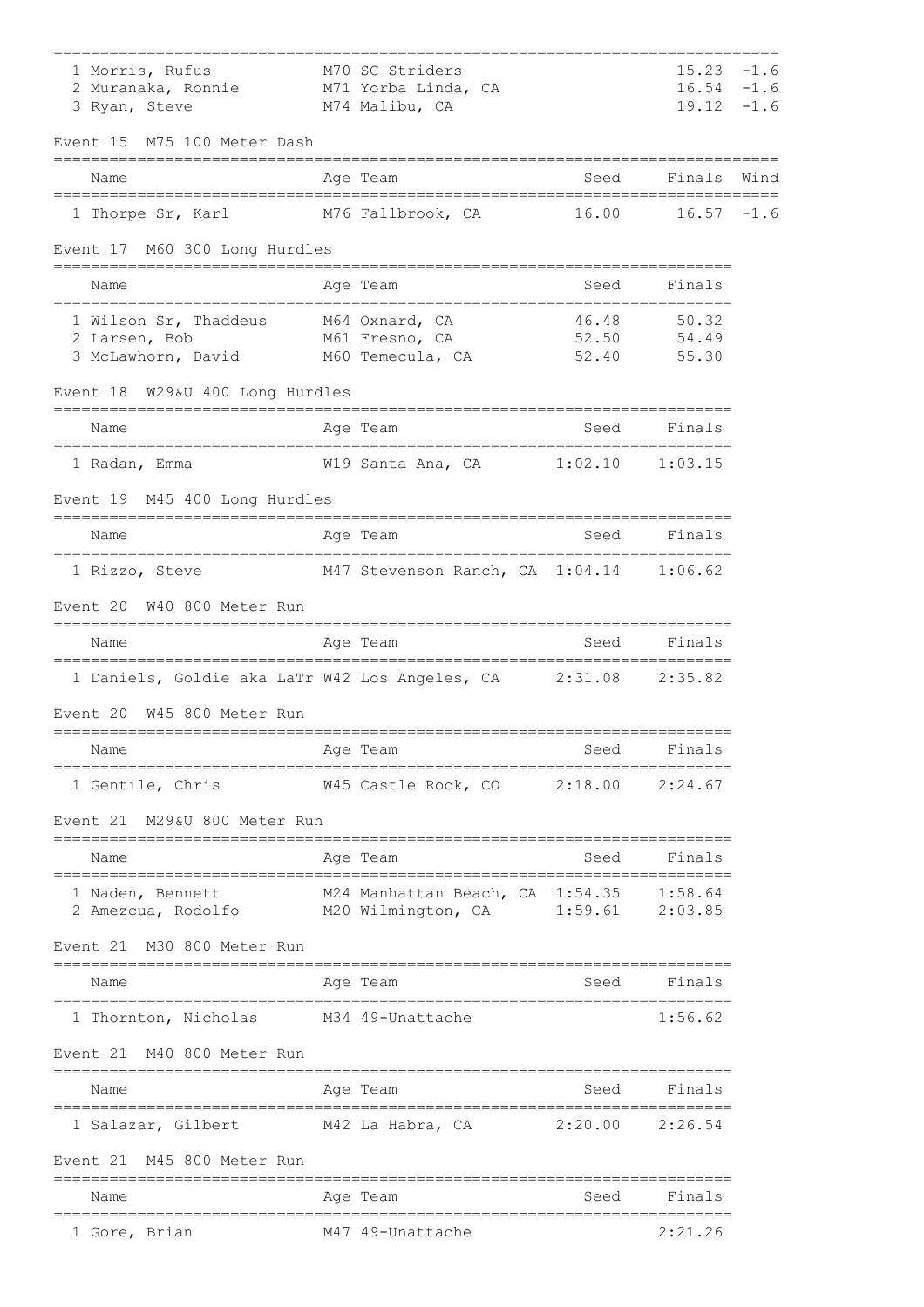| Name | Age Team | Finals | Wind |
|---|---|---|---|
| 1 Morris, Rufus | M70 SC Striders | 15.23 | -1.6 |
| 2 Muranaka, Ronnie | M71 Yorba Linda, CA | 16.54 | -1.6 |
| 3 Ryan, Steve | M74 Malibu, CA | 19.12 | -1.6 |

Event 15  M75 100 Meter Dash

| Name | Age Team | Seed | Finals | Wind |
|---|---|---|---|---|
| 1 Thorpe Sr, Karl | M76 Fallbrook, CA | 16.00 | 16.57 | -1.6 |

Event 17  M60 300 Long Hurdles

| Name | Age Team | Seed | Finals |
|---|---|---|---|
| 1 Wilson Sr, Thaddeus | M64 Oxnard, CA | 46.48 | 50.32 |
| 2 Larsen, Bob | M61 Fresno, CA | 52.50 | 54.49 |
| 3 McLawhorn, David | M60 Temecula, CA | 52.40 | 55.30 |

Event 18  W29&U 400 Long Hurdles

| Name | Age Team | Seed | Finals |
|---|---|---|---|
| 1 Radan, Emma | W19 Santa Ana, CA | 1:02.10 | 1:03.15 |

Event 19  M45 400 Long Hurdles

| Name | Age Team | Seed | Finals |
|---|---|---|---|
| 1 Rizzo, Steve | M47 Stevenson Ranch, CA | 1:04.14 | 1:06.62 |

Event 20  W40 800 Meter Run

| Name | Age Team | Seed | Finals |
|---|---|---|---|
| 1 Daniels, Goldie aka LaTr | W42 Los Angeles, CA | 2:31.08 | 2:35.82 |

Event 20  W45 800 Meter Run

| Name | Age Team | Seed | Finals |
|---|---|---|---|
| 1 Gentile, Chris | W45 Castle Rock, CO | 2:18.00 | 2:24.67 |

Event 21  M29&U 800 Meter Run

| Name | Age Team | Seed | Finals |
|---|---|---|---|
| 1 Naden, Bennett | M24 Manhattan Beach, CA | 1:54.35 | 1:58.64 |
| 2 Amezcua, Rodolfo | M20 Wilmington, CA | 1:59.61 | 2:03.85 |

Event 21  M30 800 Meter Run

| Name | Age Team | Seed | Finals |
|---|---|---|---|
| 1 Thornton, Nicholas | M34 49-Unattache | | 1:56.62 |

Event 21  M40 800 Meter Run

| Name | Age Team | Seed | Finals |
|---|---|---|---|
| 1 Salazar, Gilbert | M42 La Habra, CA | 2:20.00 | 2:26.54 |

Event 21  M45 800 Meter Run

| Name | Age Team | Seed | Finals |
|---|---|---|---|
| 1 Gore, Brian | M47 49-Unattache | | 2:21.26 |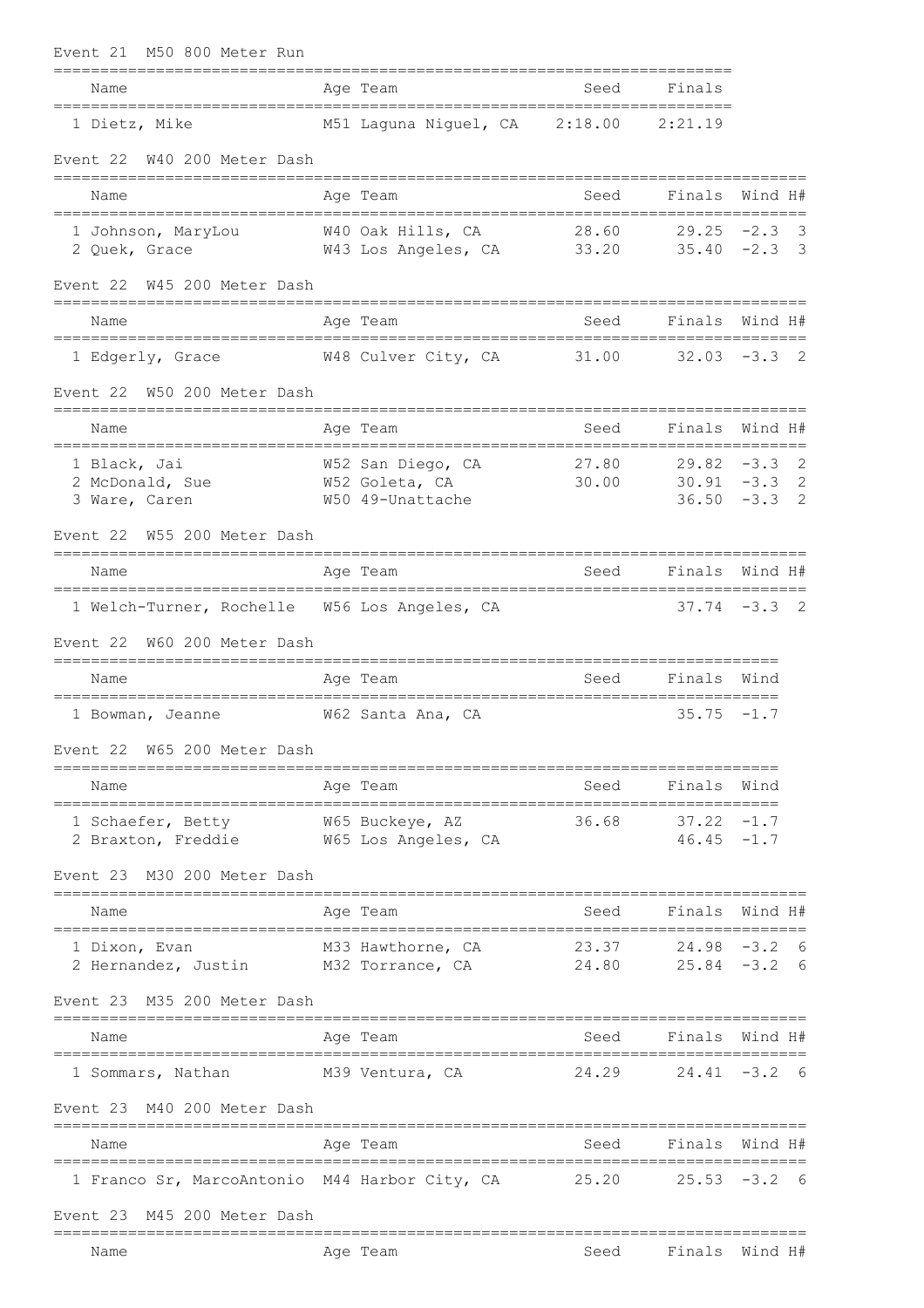Event 21  M50 800 Meter Run

| Name | Age | Team | Seed | Finals |
|---|---|---|---|---|
| 1 Dietz, Mike | M51 | Laguna Niguel, CA | 2:18.00 | 2:21.19 |

Event 22  W40 200 Meter Dash

| Name | Age | Team | Seed | Finals | Wind | H# |
|---|---|---|---|---|---|---|
| 1 Johnson, MaryLou | W40 | Oak Hills, CA | 28.60 | 29.25 | -2.3 | 3 |
| 2 Quek, Grace | W43 | Los Angeles, CA | 33.20 | 35.40 | -2.3 | 3 |

Event 22  W45 200 Meter Dash

| Name | Age | Team | Seed | Finals | Wind | H# |
|---|---|---|---|---|---|---|
| 1 Edgerly, Grace | W48 | Culver City, CA | 31.00 | 32.03 | -3.3 | 2 |

Event 22  W50 200 Meter Dash

| Name | Age | Team | Seed | Finals | Wind | H# |
|---|---|---|---|---|---|---|
| 1 Black, Jai | W52 | San Diego, CA | 27.80 | 29.82 | -3.3 | 2 |
| 2 McDonald, Sue | W52 | Goleta, CA | 30.00 | 30.91 | -3.3 | 2 |
| 3 Ware, Caren | W50 | 49-Unattache | | 36.50 | -3.3 | 2 |

Event 22  W55 200 Meter Dash

| Name | Age | Team | Seed | Finals | Wind | H# |
|---|---|---|---|---|---|---|
| 1 Welch-Turner, Rochelle | W56 | Los Angeles, CA | | 37.74 | -3.3 | 2 |

Event 22  W60 200 Meter Dash

| Name | Age | Team | Seed | Finals | Wind |
|---|---|---|---|---|---|
| 1 Bowman, Jeanne | W62 | Santa Ana, CA | | 35.75 | -1.7 |

Event 22  W65 200 Meter Dash

| Name | Age | Team | Seed | Finals | Wind |
|---|---|---|---|---|---|
| 1 Schaefer, Betty | W65 | Buckeye, AZ | 36.68 | 37.22 | -1.7 |
| 2 Braxton, Freddie | W65 | Los Angeles, CA | | 46.45 | -1.7 |

Event 23  M30 200 Meter Dash

| Name | Age | Team | Seed | Finals | Wind | H# |
|---|---|---|---|---|---|---|
| 1 Dixon, Evan | M33 | Hawthorne, CA | 23.37 | 24.98 | -3.2 | 6 |
| 2 Hernandez, Justin | M32 | Torrance, CA | 24.80 | 25.84 | -3.2 | 6 |

Event 23  M35 200 Meter Dash

| Name | Age | Team | Seed | Finals | Wind | H# |
|---|---|---|---|---|---|---|
| 1 Sommars, Nathan | M39 | Ventura, CA | 24.29 | 24.41 | -3.2 | 6 |

Event 23  M40 200 Meter Dash

| Name | Age | Team | Seed | Finals | Wind | H# |
|---|---|---|---|---|---|---|
| 1 Franco Sr, MarcoAntonio | M44 | Harbor City, CA | 25.20 | 25.53 | -3.2 | 6 |

Event 23  M45 200 Meter Dash

| Name | Age | Team | Seed | Finals | Wind | H# |
|---|---|---|---|---|---|---|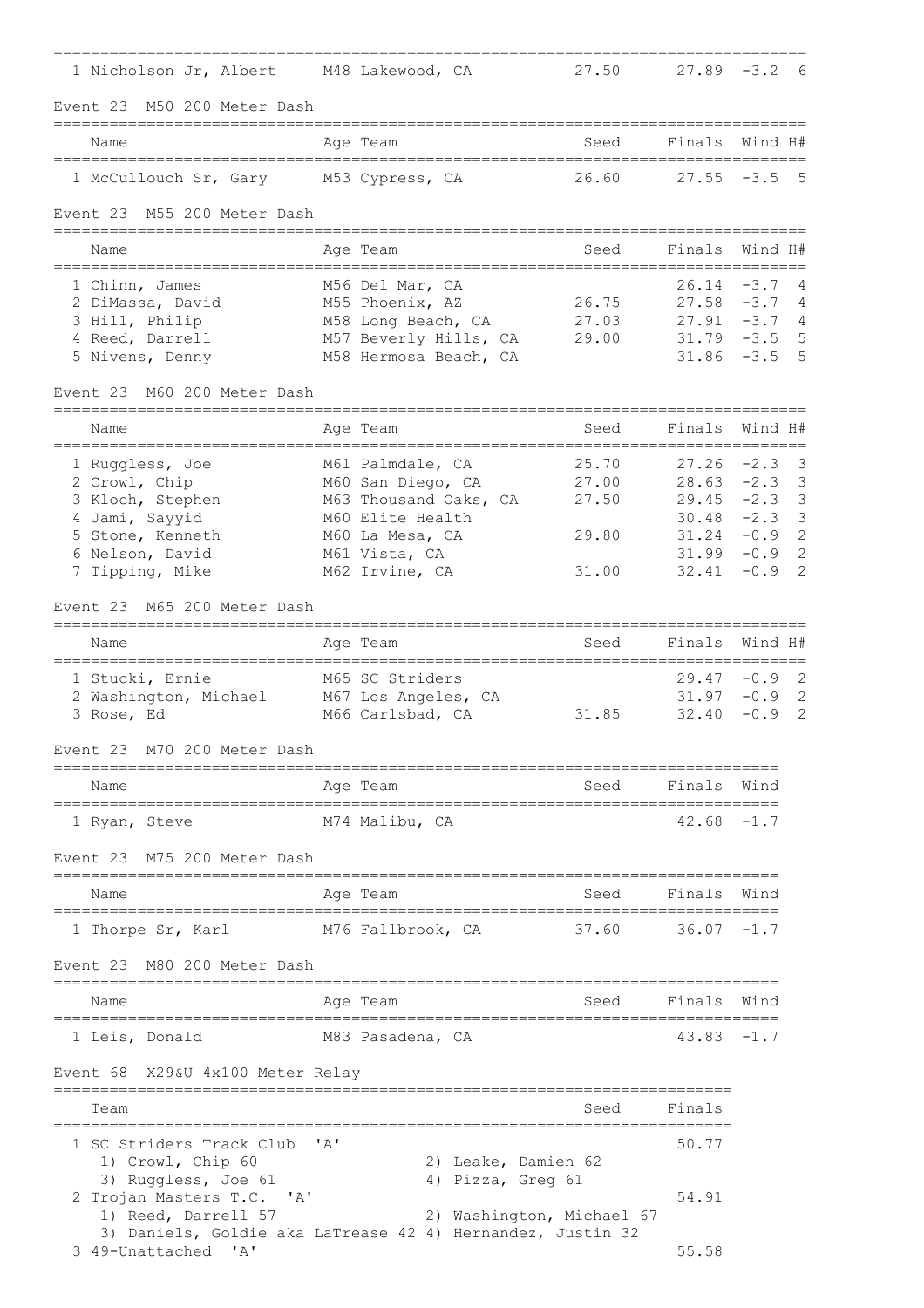| Name | Age | Team | Seed | Finals | Wind | H# |
|---|---|---|---|---|---|---|
| 1 Nicholson Jr, Albert | M48 | Lakewood, CA | 27.50 | 27.89 | -3.2 | 6 |

### Event 23 M50 200 Meter Dash

| Name | Age | Team | Seed | Finals | Wind | H# |
|---|---|---|---|---|---|---|
| 1 McCullouch Sr, Gary | M53 | Cypress, CA | 26.60 | 27.55 | -3.5 | 5 |

### Event 23 M55 200 Meter Dash

| Name | Age | Team | Seed | Finals | Wind | H# |
|---|---|---|---|---|---|---|
| 1 Chinn, James | M56 | Del Mar, CA | | 26.14 | -3.7 | 4 |
| 2 DiMassa, David | M55 | Phoenix, AZ | 26.75 | 27.58 | -3.7 | 4 |
| 3 Hill, Philip | M58 | Long Beach, CA | 27.03 | 27.91 | -3.7 | 4 |
| 4 Reed, Darrell | M57 | Beverly Hills, CA | 29.00 | 31.79 | -3.5 | 5 |
| 5 Nivens, Denny | M58 | Hermosa Beach, CA | | 31.86 | -3.5 | 5 |

### Event 23 M60 200 Meter Dash

| Name | Age | Team | Seed | Finals | Wind | H# |
|---|---|---|---|---|---|---|
| 1 Ruggless, Joe | M61 | Palmdale, CA | 25.70 | 27.26 | -2.3 | 3 |
| 2 Crowl, Chip | M60 | San Diego, CA | 27.00 | 28.63 | -2.3 | 3 |
| 3 Kloch, Stephen | M63 | Thousand Oaks, CA | 27.50 | 29.45 | -2.3 | 3 |
| 4 Jami, Sayyid | M60 | Elite Health | | 30.48 | -2.3 | 3 |
| 5 Stone, Kenneth | M60 | La Mesa, CA | 29.80 | 31.24 | -0.9 | 2 |
| 6 Nelson, David | M61 | Vista, CA | | 31.99 | -0.9 | 2 |
| 7 Tipping, Mike | M62 | Irvine, CA | 31.00 | 32.41 | -0.9 | 2 |

### Event 23 M65 200 Meter Dash

| Name | Age | Team | Seed | Finals | Wind | H# |
|---|---|---|---|---|---|---|
| 1 Stucki, Ernie | M65 | SC Striders | | 29.47 | -0.9 | 2 |
| 2 Washington, Michael | M67 | Los Angeles, CA | | 31.97 | -0.9 | 2 |
| 3 Rose, Ed | M66 | Carlsbad, CA | 31.85 | 32.40 | -0.9 | 2 |

### Event 23 M70 200 Meter Dash

| Name | Age | Team | Seed | Finals | Wind |
|---|---|---|---|---|---|
| 1 Ryan, Steve | M74 | Malibu, CA | | 42.68 | -1.7 |

### Event 23 M75 200 Meter Dash

| Name | Age | Team | Seed | Finals | Wind |
|---|---|---|---|---|---|
| 1 Thorpe Sr, Karl | M76 | Fallbrook, CA | 37.60 | 36.07 | -1.7 |

### Event 23 M80 200 Meter Dash

| Name | Age | Team | Seed | Finals | Wind |
|---|---|---|---|---|---|
| 1 Leis, Donald | M83 | Pasadena, CA | | 43.83 | -1.7 |

### Event 68 X29&U 4x100 Meter Relay

| Team | Seed | Finals |
|---|---|---|
| 1 SC Striders Track Club 'A' | | 50.77 |
| 1) Crowl, Chip 60; 2) Leake, Damien 62; 3) Ruggless, Joe 61; 4) Pizza, Greg 61 | | |
| 2 Trojan Masters T.C. 'A' | | 54.91 |
| 1) Reed, Darrell 57; 2) Washington, Michael 67; 3) Daniels, Goldie aka LaTrease 42; 4) Hernandez, Justin 32 | | |
| 3 49-Unattached 'A' | | 55.58 |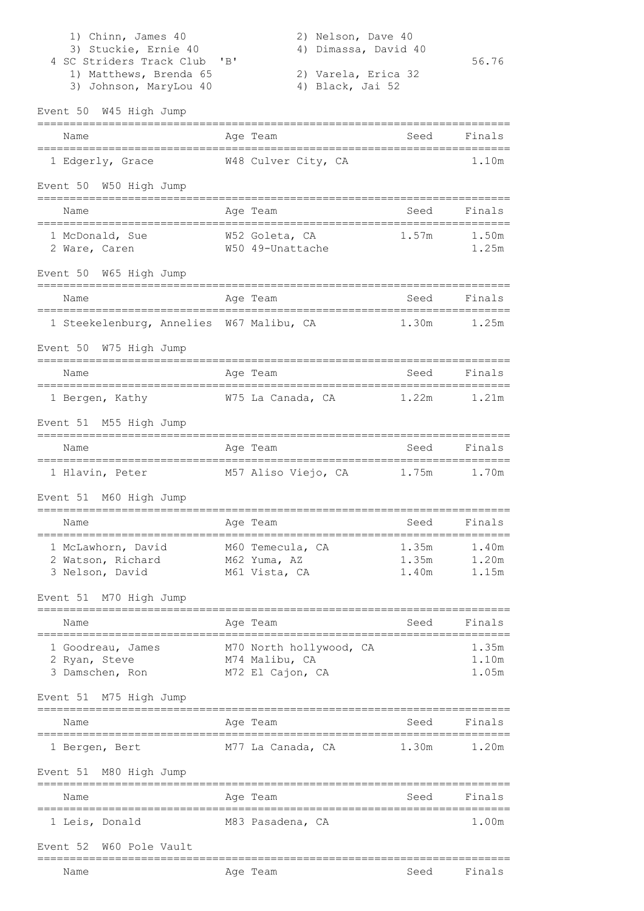1) Chinn, James 40  2) Nelson, Dave 40
3) Stuckie, Ernie 40  4) Dimassa, David 40

4 SC Striders Track Club 'B'  56.76

1) Matthews, Brenda 65  2) Varela, Erica 32
3) Johnson, MaryLou 40  4) Black, Jai 52

### Event 50 W45 High Jump

| Name | Age | Team | Seed | Finals |
|---|---|---|---|---|
| 1 Edgerly, Grace | W48 | Culver City, CA | | 1.10m |

### Event 50 W50 High Jump

| Name | Age | Team | Seed | Finals |
|---|---|---|---|---|
| 1 McDonald, Sue | W52 | Goleta, CA | 1.57m | 1.50m |
| 2 Ware, Caren | W50 | 49-Unattache | | 1.25m |

### Event 50 W65 High Jump

| Name | Age | Team | Seed | Finals |
|---|---|---|---|---|
| 1 Steekelenburg, Annelies | W67 | Malibu, CA | 1.30m | 1.25m |

### Event 50 W75 High Jump

| Name | Age | Team | Seed | Finals |
|---|---|---|---|---|
| 1 Bergen, Kathy | W75 | La Canada, CA | 1.22m | 1.21m |

### Event 51 M55 High Jump

| Name | Age | Team | Seed | Finals |
|---|---|---|---|---|
| 1 Hlavin, Peter | M57 | Aliso Viejo, CA | 1.75m | 1.70m |

### Event 51 M60 High Jump

| Name | Age | Team | Seed | Finals |
|---|---|---|---|---|
| 1 McLawhorn, David | M60 | Temecula, CA | 1.35m | 1.40m |
| 2 Watson, Richard | M62 | Yuma, AZ | 1.35m | 1.20m |
| 3 Nelson, David | M61 | Vista, CA | 1.40m | 1.15m |

### Event 51 M70 High Jump

| Name | Age | Team | Seed | Finals |
|---|---|---|---|---|
| 1 Goodreau, James | M70 | North hollywood, CA | | 1.35m |
| 2 Ryan, Steve | M74 | Malibu, CA | | 1.10m |
| 3 Damschen, Ron | M72 | El Cajon, CA | | 1.05m |

### Event 51 M75 High Jump

| Name | Age | Team | Seed | Finals |
|---|---|---|---|---|
| 1 Bergen, Bert | M77 | La Canada, CA | 1.30m | 1.20m |

### Event 51 M80 High Jump

| Name | Age | Team | Seed | Finals |
|---|---|---|---|---|
| 1 Leis, Donald | M83 | Pasadena, CA | | 1.00m |

### Event 52 W60 Pole Vault

| Name | Age | Team | Seed | Finals |
|---|---|---|---|---|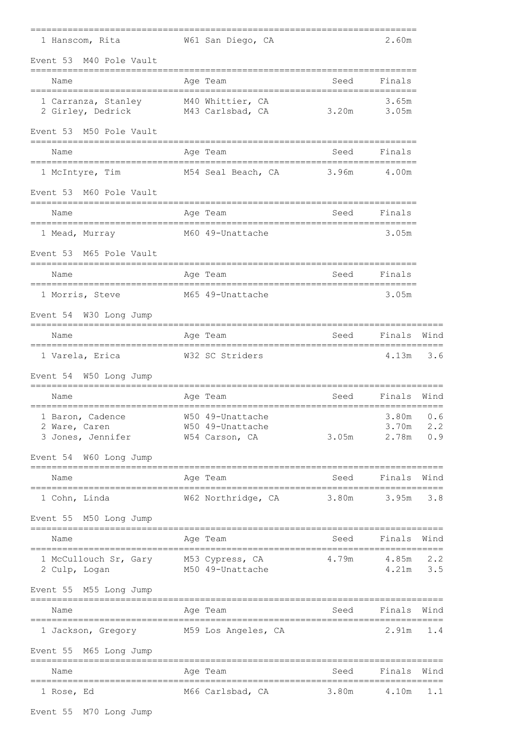| Name | Age | Team | Seed | Finals |
|---|---|---|---|---|
| 1 Hanscom, Rita | W61 | San Diego, CA | | 2.60m |

Event 53 M40 Pole Vault

| Name | Age | Team | Seed | Finals |
|---|---|---|---|---|
| 1 Carranza, Stanley | M40 | Whittier, CA | | 3.65m |
| 2 Girley, Dedrick | M43 | Carlsbad, CA | 3.20m | 3.05m |

Event 53 M50 Pole Vault

| Name | Age | Team | Seed | Finals |
|---|---|---|---|---|
| 1 McIntyre, Tim | M54 | Seal Beach, CA | 3.96m | 4.00m |

Event 53 M60 Pole Vault

| Name | Age | Team | Seed | Finals |
|---|---|---|---|---|
| 1 Mead, Murray | M60 | 49-Unattache | | 3.05m |

Event 53 M65 Pole Vault

| Name | Age | Team | Seed | Finals |
|---|---|---|---|---|
| 1 Morris, Steve | M65 | 49-Unattache | | 3.05m |

Event 54 W30 Long Jump

| Name | Age | Team | Seed | Finals | Wind |
|---|---|---|---|---|---|
| 1 Varela, Erica | W32 | SC Striders | | 4.13m | 3.6 |

Event 54 W50 Long Jump

| Name | Age | Team | Seed | Finals | Wind |
|---|---|---|---|---|---|
| 1 Baron, Cadence | W50 | 49-Unattache | | 3.80m | 0.6 |
| 2 Ware, Caren | W50 | 49-Unattache | | 3.70m | 2.2 |
| 3 Jones, Jennifer | W54 | Carson, CA | 3.05m | 2.78m | 0.9 |

Event 54 W60 Long Jump

| Name | Age | Team | Seed | Finals | Wind |
|---|---|---|---|---|---|
| 1 Cohn, Linda | W62 | Northridge, CA | 3.80m | 3.95m | 3.8 |

Event 55 M50 Long Jump

| Name | Age | Team | Seed | Finals | Wind |
|---|---|---|---|---|---|
| 1 McCullouch Sr, Gary | M53 | Cypress, CA | 4.79m | 4.85m | 2.2 |
| 2 Culp, Logan | M50 | 49-Unattache | | 4.21m | 3.5 |

Event 55 M55 Long Jump

| Name | Age | Team | Seed | Finals | Wind |
|---|---|---|---|---|---|
| 1 Jackson, Gregory | M59 | Los Angeles, CA | | 2.91m | 1.4 |

Event 55 M65 Long Jump

| Name | Age | Team | Seed | Finals | Wind |
|---|---|---|---|---|---|
| 1 Rose, Ed | M66 | Carlsbad, CA | 3.80m | 4.10m | 1.1 |

Event 55 M70 Long Jump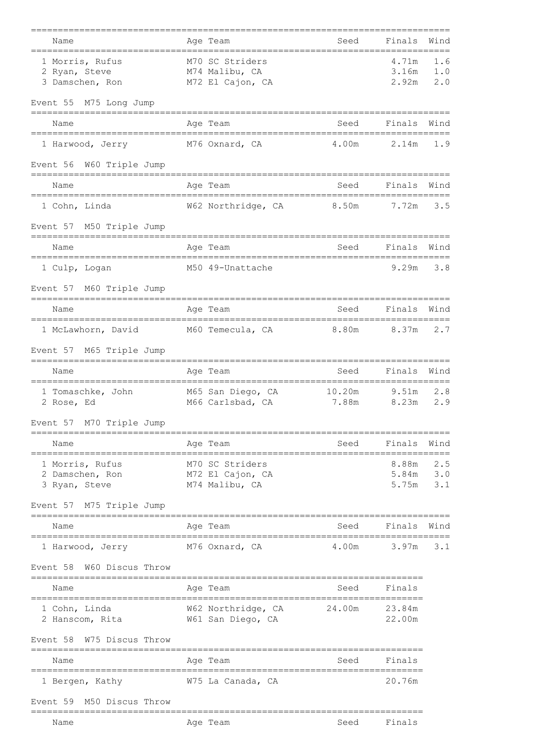| Name | Age | Team | Seed | Finals | Wind |
|---|---|---|---|---|---|
| 1 Morris, Rufus | M70 | SC Striders | | 4.71m | 1.6 |
| 2 Ryan, Steve | M74 | Malibu, CA | | 3.16m | 1.0 |
| 3 Damschen, Ron | M72 | El Cajon, CA | | 2.92m | 2.0 |

Event 55 M75 Long Jump

| Name | Age | Team | Seed | Finals | Wind |
|---|---|---|---|---|---|
| 1 Harwood, Jerry | M76 | Oxnard, CA | 4.00m | 2.14m | 1.9 |

Event 56 W60 Triple Jump

| Name | Age | Team | Seed | Finals | Wind |
|---|---|---|---|---|---|
| 1 Cohn, Linda | W62 | Northridge, CA | 8.50m | 7.72m | 3.5 |

Event 57 M50 Triple Jump

| Name | Age | Team | Seed | Finals | Wind |
|---|---|---|---|---|---|
| 1 Culp, Logan | M50 | 49-Unattache | | 9.29m | 3.8 |

Event 57 M60 Triple Jump

| Name | Age | Team | Seed | Finals | Wind |
|---|---|---|---|---|---|
| 1 McLawhorn, David | M60 | Temecula, CA | 8.80m | 8.37m | 2.7 |

Event 57 M65 Triple Jump

| Name | Age | Team | Seed | Finals | Wind |
|---|---|---|---|---|---|
| 1 Tomaschke, John | M65 | San Diego, CA | 10.20m | 9.51m | 2.8 |
| 2 Rose, Ed | M66 | Carlsbad, CA | 7.88m | 8.23m | 2.9 |

Event 57 M70 Triple Jump

| Name | Age | Team | Seed | Finals | Wind |
|---|---|---|---|---|---|
| 1 Morris, Rufus | M70 | SC Striders | | 8.88m | 2.5 |
| 2 Damschen, Ron | M72 | El Cajon, CA | | 5.84m | 3.0 |
| 3 Ryan, Steve | M74 | Malibu, CA | | 5.75m | 3.1 |

Event 57 M75 Triple Jump

| Name | Age | Team | Seed | Finals | Wind |
|---|---|---|---|---|---|
| 1 Harwood, Jerry | M76 | Oxnard, CA | 4.00m | 3.97m | 3.1 |

Event 58 W60 Discus Throw

| Name | Age | Team | Seed | Finals |
|---|---|---|---|---|
| 1 Cohn, Linda | W62 | Northridge, CA | 24.00m | 23.84m |
| 2 Hanscom, Rita | W61 | San Diego, CA | | 22.00m |

Event 58 W75 Discus Throw

| Name | Age | Team | Seed | Finals |
|---|---|---|---|---|
| 1 Bergen, Kathy | W75 | La Canada, CA | | 20.76m |

Event 59 M50 Discus Throw

| Name | Age | Team | Seed | Finals |
|---|---|---|---|---|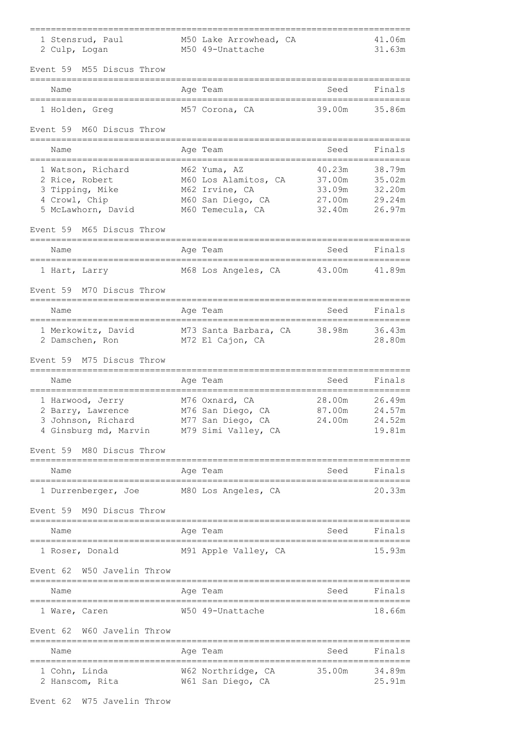| Name | Age | Team | Seed | Finals |
|---|---|---|---|---|
| 1 Stensrud, Paul | M50 | Lake Arrowhead, CA | | 41.06m |
| 2 Culp, Logan | M50 | 49-Unattache | | 31.63m |

Event 59 M55 Discus Throw

| Name | Age | Team | Seed | Finals |
|---|---|---|---|---|
| 1 Holden, Greg | M57 | Corona, CA | 39.00m | 35.86m |

Event 59 M60 Discus Throw

| Name | Age | Team | Seed | Finals |
|---|---|---|---|---|
| 1 Watson, Richard | M62 | Yuma, AZ | 40.23m | 38.79m |
| 2 Rice, Robert | M60 | Los Alamitos, CA | 37.00m | 35.02m |
| 3 Tipping, Mike | M62 | Irvine, CA | 33.09m | 32.20m |
| 4 Crowl, Chip | M60 | San Diego, CA | 27.00m | 29.24m |
| 5 McLawhorn, David | M60 | Temecula, CA | 32.40m | 26.97m |

Event 59 M65 Discus Throw

| Name | Age | Team | Seed | Finals |
|---|---|---|---|---|
| 1 Hart, Larry | M68 | Los Angeles, CA | 43.00m | 41.89m |

Event 59 M70 Discus Throw

| Name | Age | Team | Seed | Finals |
|---|---|---|---|---|
| 1 Merkowitz, David | M73 | Santa Barbara, CA | 38.98m | 36.43m |
| 2 Damschen, Ron | M72 | El Cajon, CA | | 28.80m |

Event 59 M75 Discus Throw

| Name | Age | Team | Seed | Finals |
|---|---|---|---|---|
| 1 Harwood, Jerry | M76 | Oxnard, CA | 28.00m | 26.49m |
| 2 Barry, Lawrence | M76 | San Diego, CA | 87.00m | 24.57m |
| 3 Johnson, Richard | M77 | San Diego, CA | 24.00m | 24.52m |
| 4 Ginsburg md, Marvin | M79 | Simi Valley, CA | | 19.81m |

Event 59 M80 Discus Throw

| Name | Age | Team | Seed | Finals |
|---|---|---|---|---|
| 1 Durrenberger, Joe | M80 | Los Angeles, CA | | 20.33m |

Event 59 M90 Discus Throw

| Name | Age | Team | Seed | Finals |
|---|---|---|---|---|
| 1 Roser, Donald | M91 | Apple Valley, CA | | 15.93m |

Event 62 W50 Javelin Throw

| Name | Age | Team | Seed | Finals |
|---|---|---|---|---|
| 1 Ware, Caren | W50 | 49-Unattache | | 18.66m |

Event 62 W60 Javelin Throw

| Name | Age | Team | Seed | Finals |
|---|---|---|---|---|
| 1 Cohn, Linda | W62 | Northridge, CA | 35.00m | 34.89m |
| 2 Hanscom, Rita | W61 | San Diego, CA | | 25.91m |

Event 62 W75 Javelin Throw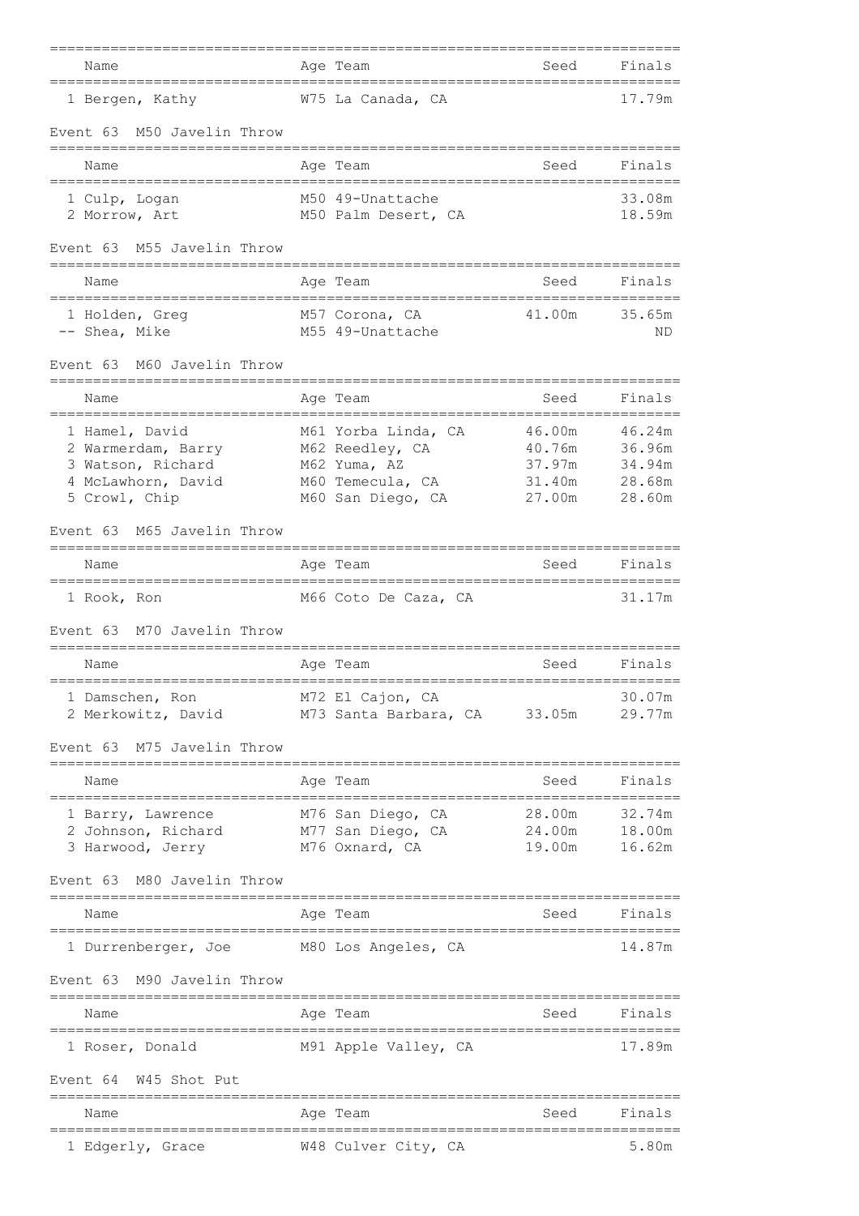| Name | Age | Team | Seed | Finals |
|---|---|---|---|---|
| 1 Bergen, Kathy | W75 | La Canada, CA | | 17.79m |

### Event 63 M50 Javelin Throw

| Name | Age | Team | Seed | Finals |
|---|---|---|---|---|
| 1 Culp, Logan | M50 | 49-Unattache | | 33.08m |
| 2 Morrow, Art | M50 | Palm Desert, CA | | 18.59m |

### Event 63 M55 Javelin Throw

| Name | Age | Team | Seed | Finals |
|---|---|---|---|---|
| 1 Holden, Greg | M57 | Corona, CA | 41.00m | 35.65m |
| -- Shea, Mike | M55 | 49-Unattache | | ND |

### Event 63 M60 Javelin Throw

| Name | Age | Team | Seed | Finals |
|---|---|---|---|---|
| 1 Hamel, David | M61 | Yorba Linda, CA | 46.00m | 46.24m |
| 2 Warmerdam, Barry | M62 | Reedley, CA | 40.76m | 36.96m |
| 3 Watson, Richard | M62 | Yuma, AZ | 37.97m | 34.94m |
| 4 McLawhorn, David | M60 | Temecula, CA | 31.40m | 28.68m |
| 5 Crowl, Chip | M60 | San Diego, CA | 27.00m | 28.60m |

### Event 63 M65 Javelin Throw

| Name | Age | Team | Seed | Finals |
|---|---|---|---|---|
| 1 Rook, Ron | M66 | Coto De Caza, CA | | 31.17m |

### Event 63 M70 Javelin Throw

| Name | Age | Team | Seed | Finals |
|---|---|---|---|---|
| 1 Damschen, Ron | M72 | El Cajon, CA | | 30.07m |
| 2 Merkowitz, David | M73 | Santa Barbara, CA | 33.05m | 29.77m |

### Event 63 M75 Javelin Throw

| Name | Age | Team | Seed | Finals |
|---|---|---|---|---|
| 1 Barry, Lawrence | M76 | San Diego, CA | 28.00m | 32.74m |
| 2 Johnson, Richard | M77 | San Diego, CA | 24.00m | 18.00m |
| 3 Harwood, Jerry | M76 | Oxnard, CA | 19.00m | 16.62m |

### Event 63 M80 Javelin Throw

| Name | Age | Team | Seed | Finals |
|---|---|---|---|---|
| 1 Durrenberger, Joe | M80 | Los Angeles, CA | | 14.87m |

### Event 63 M90 Javelin Throw

| Name | Age | Team | Seed | Finals |
|---|---|---|---|---|
| 1 Roser, Donald | M91 | Apple Valley, CA | | 17.89m |

### Event 64 W45 Shot Put

| Name | Age | Team | Seed | Finals |
|---|---|---|---|---|
| 1 Edgerly, Grace | W48 | Culver City, CA | | 5.80m |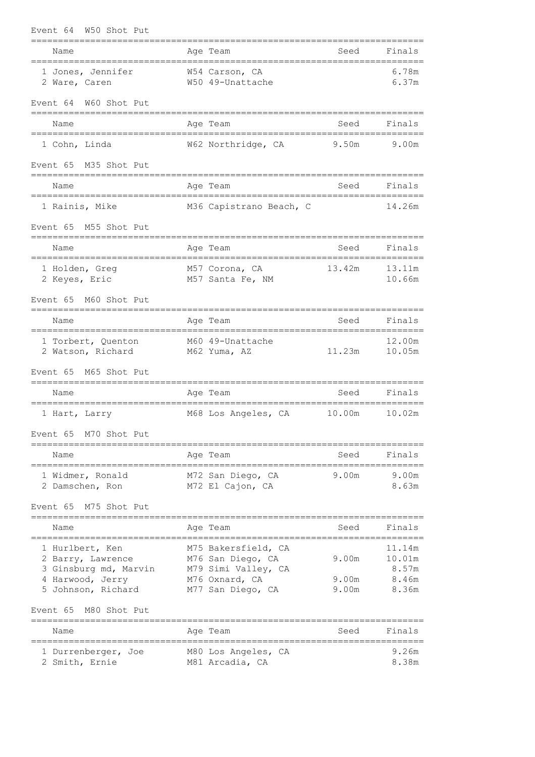Event 64 W50 Shot Put

| Name | Age | Team | Seed | Finals |
|---|---|---|---|---|
| 1 Jones, Jennifer | W54 | Carson, CA | | 6.78m |
| 2 Ware, Caren | W50 | 49-Unattache | | 6.37m |

Event 64 W60 Shot Put

| Name | Age | Team | Seed | Finals |
|---|---|---|---|---|
| 1 Cohn, Linda | W62 | Northridge, CA | 9.50m | 9.00m |

Event 65 M35 Shot Put

| Name | Age | Team | Seed | Finals |
|---|---|---|---|---|
| 1 Rainis, Mike | M36 | Capistrano Beach, C | | 14.26m |

Event 65 M55 Shot Put

| Name | Age | Team | Seed | Finals |
|---|---|---|---|---|
| 1 Holden, Greg | M57 | Corona, CA | 13.42m | 13.11m |
| 2 Keyes, Eric | M57 | Santa Fe, NM | | 10.66m |

Event 65 M60 Shot Put

| Name | Age | Team | Seed | Finals |
|---|---|---|---|---|
| 1 Torbert, Quenton | M60 | 49-Unattache | | 12.00m |
| 2 Watson, Richard | M62 | Yuma, AZ | 11.23m | 10.05m |

Event 65 M65 Shot Put

| Name | Age | Team | Seed | Finals |
|---|---|---|---|---|
| 1 Hart, Larry | M68 | Los Angeles, CA | 10.00m | 10.02m |

Event 65 M70 Shot Put

| Name | Age | Team | Seed | Finals |
|---|---|---|---|---|
| 1 Widmer, Ronald | M72 | San Diego, CA | 9.00m | 9.00m |
| 2 Damschen, Ron | M72 | El Cajon, CA | | 8.63m |

Event 65 M75 Shot Put

| Name | Age | Team | Seed | Finals |
|---|---|---|---|---|
| 1 Hurlbert, Ken | M75 | Bakersfield, CA | | 11.14m |
| 2 Barry, Lawrence | M76 | San Diego, CA | 9.00m | 10.01m |
| 3 Ginsburg md, Marvin | M79 | Simi Valley, CA | | 8.57m |
| 4 Harwood, Jerry | M76 | Oxnard, CA | 9.00m | 8.46m |
| 5 Johnson, Richard | M77 | San Diego, CA | 9.00m | 8.36m |

Event 65 M80 Shot Put

| Name | Age | Team | Seed | Finals |
|---|---|---|---|---|
| 1 Durrenberger, Joe | M80 | Los Angeles, CA | | 9.26m |
| 2 Smith, Ernie | M81 | Arcadia, CA | | 8.38m |